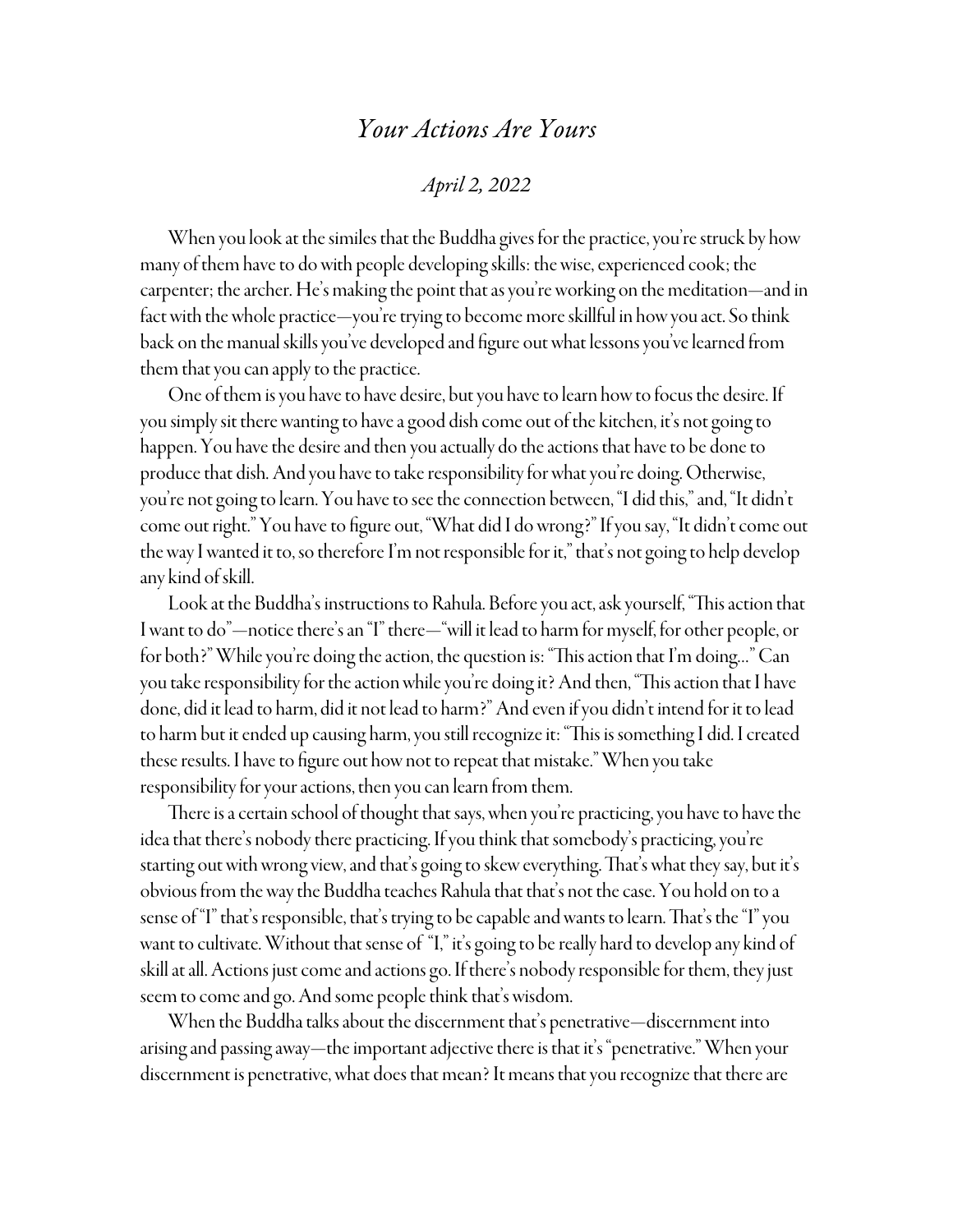# *Your Actions Are Yours*

*April 2, 2022*

When you look at the similes that the Buddha gives for the practice, you're struck by how many of them have to do with people developing skills: the wise, experienced cook; the carpenter; the archer. He's making the point that as you're working on the meditation—and in fact with the whole practice—you're trying to become more skillful in how you act. So think back on the manual skills you've developed and figure out what lessons you've learned from them that you can apply to the practice.

One of them is you have to have desire, but you have to learn how to focus the desire. If you simply sit there wanting to have a good dish come out of the kitchen, it's not going to happen. You have the desire and then you actually do the actions that have to be done to produce that dish. And you have to take responsibility for what you're doing. Otherwise, you're not going to learn. You have to see the connection between, "I did this," and, "It didn't come out right." You have to figure out, "What did I do wrong?" If you say, "It didn't come out the way I wanted it to, so therefore I'm not responsible for it," that's not going to help develop any kind of skill.

Look at the Buddha's instructions to Rahula. Before you act, ask yourself, "This action that I want to do"—notice there's an "I" there—"will it lead to harm for myself, for other people, or for both?" While you're doing the action, the question is: "This action that I'm doing…" Can you take responsibility for the action while you're doing it? And then, "This action that I have done, did it lead to harm, did it not lead to harm?" And even if you didn't intend for it to lead to harm but it ended up causing harm, you still recognize it: "This is something I did. I created these results. I have to figure out how not to repeat that mistake." When you take responsibility for your actions, then you can learn from them.

There is a certain school of thought that says, when you're practicing, you have to have the idea that there's nobody there practicing. If you think that somebody's practicing, you're starting out with wrong view, and that's going to skew everything. That's what they say, but it's obvious from the way the Buddha teaches Rahula that that's not the case. You hold on to a sense of "I" that's responsible, that's trying to be capable and wants to learn. That's the "I" you want to cultivate. Without that sense of "I," it's going to be really hard to develop any kind of skill at all. Actions just come and actions go. If there's nobody responsible for them, they just seem to come and go. And some people think that's wisdom.

When the Buddha talks about the discernment that's penetrative—discernment into arising and passing away—the important adjective there is that it's "penetrative." When your discernment is penetrative, what does that mean? It means that you recognize that there are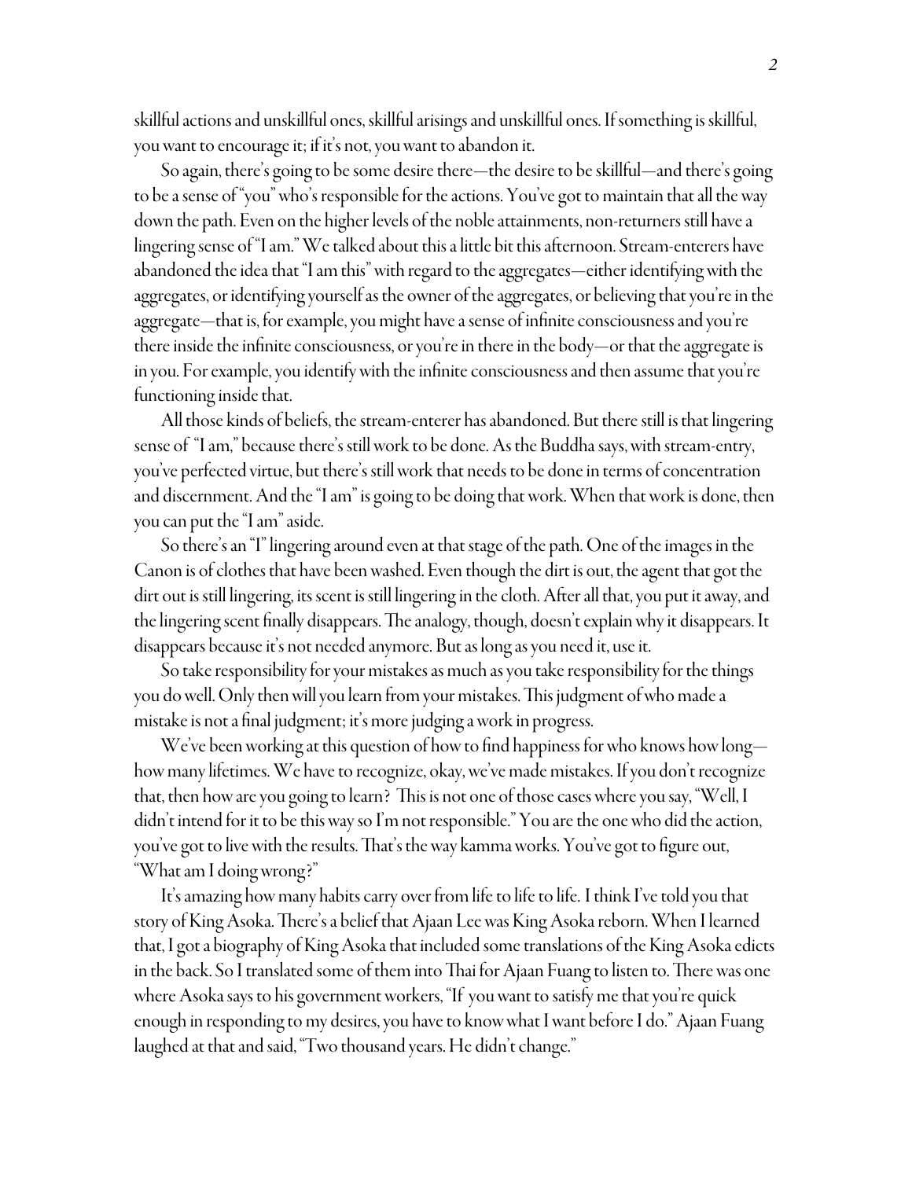skillful actions and unskillful ones, skillful arisings and unskillful ones. If something is skillful, you want to encourage it; if it's not, you want to abandon it.

So again, there's going to be some desire there—the desire to be skillful—and there's going to be a sense of "you" who's responsible for the actions. You've got to maintain that all the way down the path. Even on the higher levels of the noble attainments, non-returners still have a lingering sense of "I am." We talked about this a little bit this afternoon. Stream-enterers have abandoned the idea that "I am this" with regard to the aggregates—either identifying with the aggregates, or identifying yourself as the owner of the aggregates, or believing that you're in the aggregate—that is, for example, you might have a sense of infinite consciousness and you're there inside the infinite consciousness, or you're in there in the body—or that the aggregate is in you. For example, you identify with the infinite consciousness and then assume that you're functioning inside that.

All those kinds of beliefs, the stream-enterer has abandoned. But there still is that lingering sense of "I am," because there's still work to be done. As the Buddha says, with stream-entry, you've perfected virtue, but there's still work that needs to be done in terms of concentration and discernment. And the "I am" is going to be doing that work. When that work is done, then you can put the "I am" aside.

So there's an "I" lingering around even at that stage of the path. One of the images in the Canon is of clothes that have been washed. Even though the dirt is out, the agent that got the dirt out is still lingering, its scent is still lingering in the cloth. After all that, you put it away, and the lingering scent finally disappears. The analogy, though, doesn't explain why it disappears. It disappears because it's not needed anymore. But as long as you need it, use it.

So take responsibility for your mistakes as much as you take responsibility for the things you do well. Only then will you learn from your mistakes. This judgment of who made a mistake is not a final judgment; it's more judging a work in progress.

We've been working at this question of how to find happiness for who knows how long—how many lifetimes. We have to recognize, okay, we've made mistakes. If you don't recognize that, then how are you going to learn? This is not one of those cases where you say, "Well, I didn't intend for it to be this way so I'm not responsible." You are the one who did the action, you've got to live with the results. That's the way kamma works. You've got to figure out, "What am I doing wrong?"

It's amazing how many habits carry over from life to life to life. I think I've told you that story of King Asoka. There's a belief that Ajaan Lee was King Asoka reborn. When I learned that, I got a biography of King Asoka that included some translations of the King Asoka edicts in the back. So I translated some of them into Thai for Ajaan Fuang to listen to. There was one where Asoka says to his government workers, "If you want to satisfy me that you're quick enough in responding to my desires, you have to know what I want before I do." Ajaan Fuang laughed at that and said, "Two thousand years. He didn't change."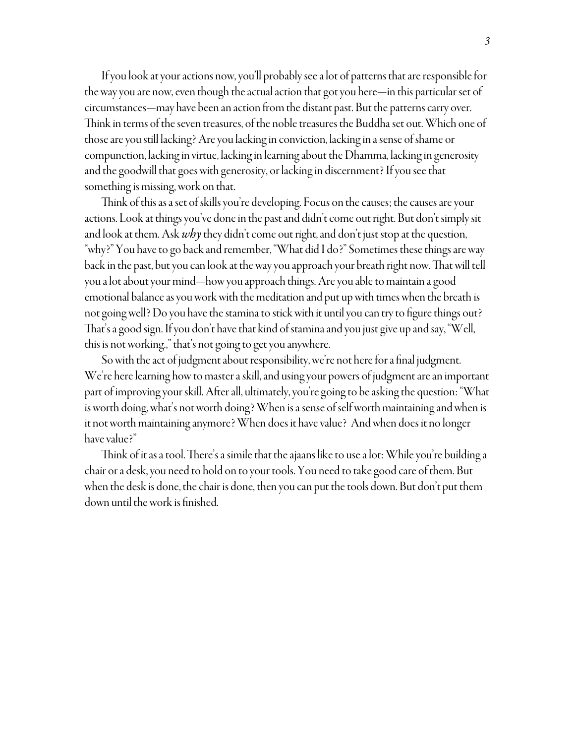If you look at your actions now, you'll probably see a lot of patterns that are responsible for the way you are now, even though the actual action that got you here—in this particular set of circumstances—may have been an action from the distant past. But the patterns carry over. Think in terms of the seven treasures, of the noble treasures the Buddha set out. Which one of those are you still lacking? Are you lacking in conviction, lacking in a sense of shame or compunction, lacking in virtue, lacking in learning about the Dhamma, lacking in generosity and the goodwill that goes with generosity, or lacking in discernment? If you see that something is missing, work on that.

Think of this as a set of skills you're developing. Focus on the causes; the causes are your actions. Look at things you've done in the past and didn't come out right. But don't simply sit and look at them. Ask *why* they didn't come out right, and don't just stop at the question, "why?" You have to go back and remember, "What did I do?" Sometimes these things are way back in the past, but you can look at the way you approach your breath right now. That will tell you a lot about your mind—how you approach things. Are you able to maintain a good emotional balance as you work with the meditation and put up with times when the breath is not going well? Do you have the stamina to stick with it until you can try to figure things out? That's a good sign. If you don't have that kind of stamina and you just give up and say, "Well, this is not working.," that's not going to get you anywhere.

So with the act of judgment about responsibility, we're not here for a final judgment. We're here learning how to master a skill, and using your powers of judgment are an important part of improving your skill. After all, ultimately, you're going to be asking the question: "What is worth doing, what's not worth doing? When is a sense of self worth maintaining and when is it not worth maintaining anymore? When does it have value? And when does it no longer have value?"

Think of it as a tool. There's a simile that the ajaans like to use a lot: While you're building a chair or a desk, you need to hold on to your tools. You need to take good care of them. But when the desk is done, the chair is done, then you can put the tools down. But don't put them down until the work is finished.